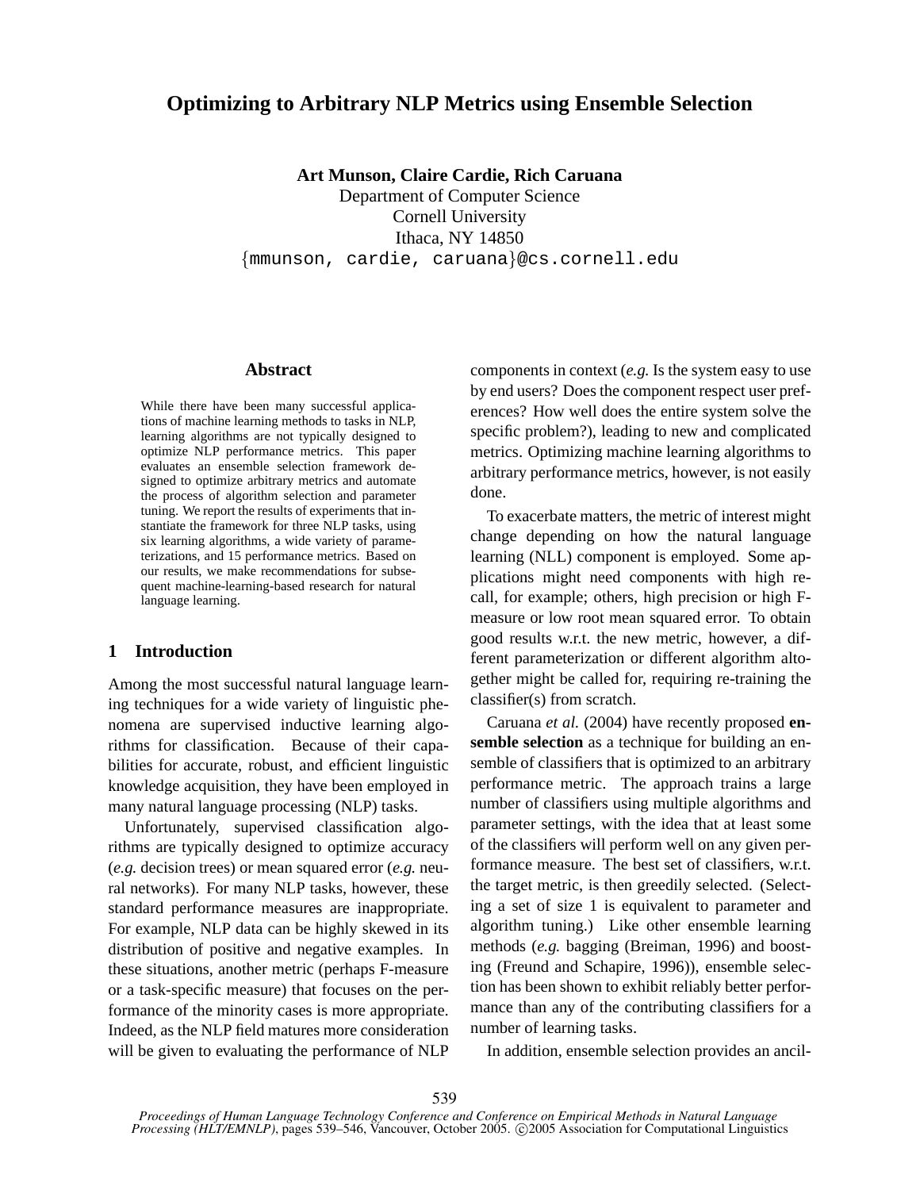# Optimizing to Arbitrary NLP Metrics using Ensemble Selection

**Art Munson, Claire Cardie, Rich Caruana**
Department of Computer Science
Cornell University
Ithaca, NY 14850
{mmunson, cardie, caruana}@cs.cornell.edu

## Abstract

While there have been many successful applications of machine learning methods to tasks in NLP, learning algorithms are not typically designed to optimize NLP performance metrics. This paper evaluates an ensemble selection framework designed to optimize arbitrary metrics and automate the process of algorithm selection and parameter tuning. We report the results of experiments that instantiate the framework for three NLP tasks, using six learning algorithms, a wide variety of parameterizations, and 15 performance metrics. Based on our results, we make recommendations for subsequent machine-learning-based research for natural language learning.

## 1 Introduction

Among the most successful natural language learning techniques for a wide variety of linguistic phenomena are supervised inductive learning algorithms for classification. Because of their capabilities for accurate, robust, and efficient linguistic knowledge acquisition, they have been employed in many natural language processing (NLP) tasks.

Unfortunately, supervised classification algorithms are typically designed to optimize accuracy (*e.g.* decision trees) or mean squared error (*e.g.* neural networks). For many NLP tasks, however, these standard performance measures are inappropriate. For example, NLP data can be highly skewed in its distribution of positive and negative examples. In these situations, another metric (perhaps F-measure or a task-specific measure) that focuses on the performance of the minority cases is more appropriate. Indeed, as the NLP field matures more consideration will be given to evaluating the performance of NLP components in context (*e.g.* Is the system easy to use by end users? Does the component respect user preferences? How well does the entire system solve the specific problem?), leading to new and complicated metrics. Optimizing machine learning algorithms to arbitrary performance metrics, however, is not easily done.

To exacerbate matters, the metric of interest might change depending on how the natural language learning (NLL) component is employed. Some applications might need components with high recall, for example; others, high precision or high F-measure or low root mean squared error. To obtain good results w.r.t. the new metric, however, a different parameterization or different algorithm altogether might be called for, requiring re-training the classifier(s) from scratch.

Caruana *et al.* (2004) have recently proposed **ensemble selection** as a technique for building an ensemble of classifiers that is optimized to an arbitrary performance metric. The approach trains a large number of classifiers using multiple algorithms and parameter settings, with the idea that at least some of the classifiers will perform well on any given performance measure. The best set of classifiers, w.r.t. the target metric, is then greedily selected. (Selecting a set of size 1 is equivalent to parameter and algorithm tuning.) Like other ensemble learning methods (*e.g.* bagging (Breiman, 1996) and boosting (Freund and Schapire, 1996)), ensemble selection has been shown to exhibit reliably better performance than any of the contributing classifiers for a number of learning tasks.

In addition, ensemble selection provides an ancil-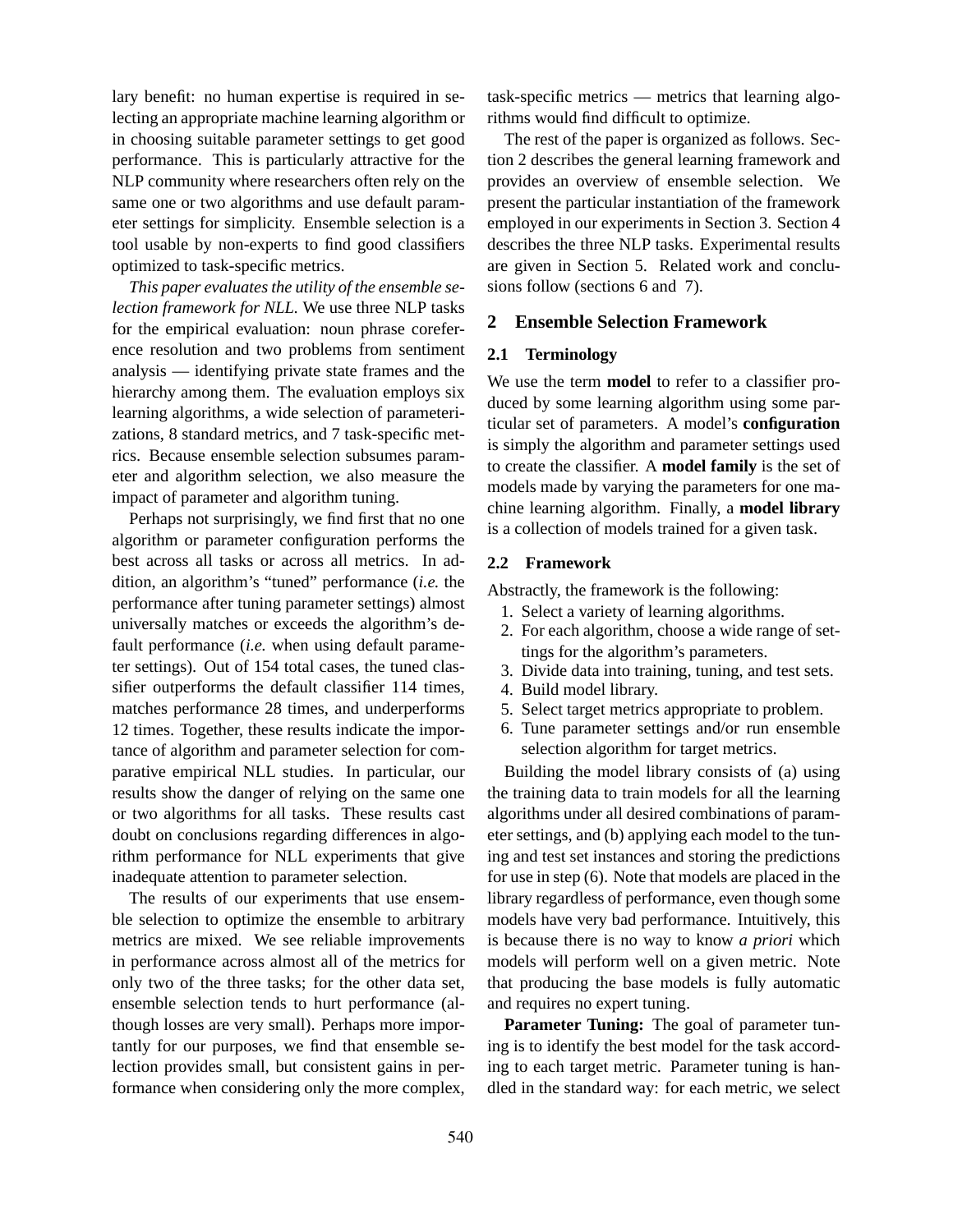lary benefit: no human expertise is required in selecting an appropriate machine learning algorithm or in choosing suitable parameter settings to get good performance. This is particularly attractive for the NLP community where researchers often rely on the same one or two algorithms and use default parameter settings for simplicity. Ensemble selection is a tool usable by non-experts to find good classifiers optimized to task-specific metrics.

*This paper evaluates the utility of the ensemble selection framework for NLL.* We use three NLP tasks for the empirical evaluation: noun phrase coreference resolution and two problems from sentiment analysis — identifying private state frames and the hierarchy among them. The evaluation employs six learning algorithms, a wide selection of parameterizations, 8 standard metrics, and 7 task-specific metrics. Because ensemble selection subsumes parameter and algorithm selection, we also measure the impact of parameter and algorithm tuning.

Perhaps not surprisingly, we find first that no one algorithm or parameter configuration performs the best across all tasks or across all metrics. In addition, an algorithm's "tuned" performance (*i.e.* the performance after tuning parameter settings) almost universally matches or exceeds the algorithm's default performance (*i.e.* when using default parameter settings). Out of 154 total cases, the tuned classifier outperforms the default classifier 114 times, matches performance 28 times, and underperforms 12 times. Together, these results indicate the importance of algorithm and parameter selection for comparative empirical NLL studies. In particular, our results show the danger of relying on the same one or two algorithms for all tasks. These results cast doubt on conclusions regarding differences in algorithm performance for NLL experiments that give inadequate attention to parameter selection.

The results of our experiments that use ensemble selection to optimize the ensemble to arbitrary metrics are mixed. We see reliable improvements in performance across almost all of the metrics for only two of the three tasks; for the other data set, ensemble selection tends to hurt performance (although losses are very small). Perhaps more importantly for our purposes, we find that ensemble selection provides small, but consistent gains in performance when considering only the more complex, task-specific metrics — metrics that learning algorithms would find difficult to optimize.

The rest of the paper is organized as follows. Section 2 describes the general learning framework and provides an overview of ensemble selection. We present the particular instantiation of the framework employed in our experiments in Section 3. Section 4 describes the three NLP tasks. Experimental results are given in Section 5. Related work and conclusions follow (sections 6 and 7).

## 2 Ensemble Selection Framework

### 2.1 Terminology

We use the term **model** to refer to a classifier produced by some learning algorithm using some particular set of parameters. A model's **configuration** is simply the algorithm and parameter settings used to create the classifier. A **model family** is the set of models made by varying the parameters for one machine learning algorithm. Finally, a **model library** is a collection of models trained for a given task.

### 2.2 Framework

Abstractly, the framework is the following:

1. Select a variety of learning algorithms.
2. For each algorithm, choose a wide range of settings for the algorithm's parameters.
3. Divide data into training, tuning, and test sets.
4. Build model library.
5. Select target metrics appropriate to problem.
6. Tune parameter settings and/or run ensemble selection algorithm for target metrics.

Building the model library consists of (a) using the training data to train models for all the learning algorithms under all desired combinations of parameter settings, and (b) applying each model to the tuning and test set instances and storing the predictions for use in step (6). Note that models are placed in the library regardless of performance, even though some models have very bad performance. Intuitively, this is because there is no way to know *a priori* which models will perform well on a given metric. Note that producing the base models is fully automatic and requires no expert tuning.

**Parameter Tuning:** The goal of parameter tuning is to identify the best model for the task according to each target metric. Parameter tuning is handled in the standard way: for each metric, we select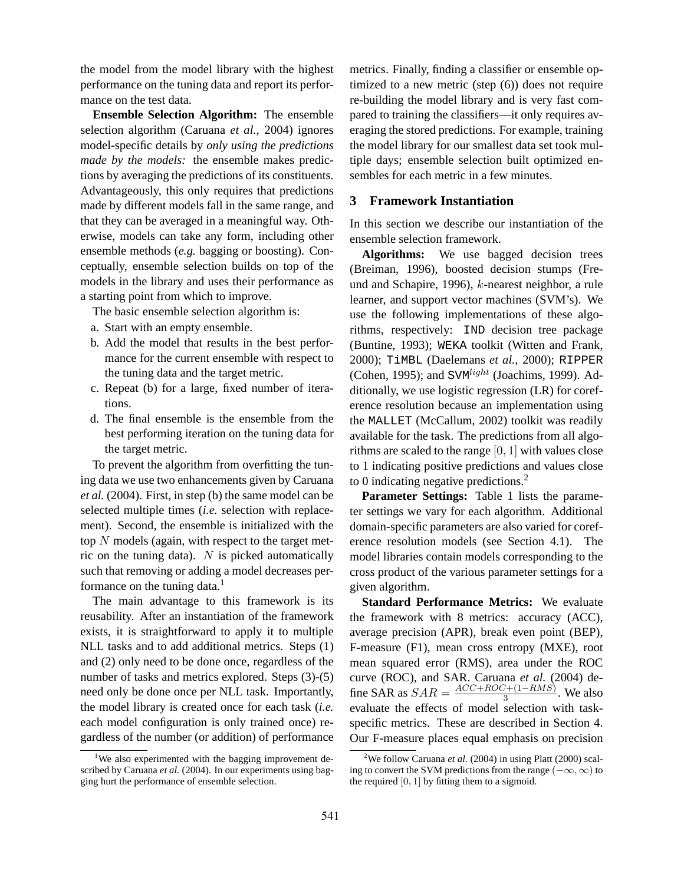the model from the model library with the highest performance on the tuning data and report its performance on the test data.

**Ensemble Selection Algorithm:** The ensemble selection algorithm (Caruana *et al.*, 2004) ignores model-specific details by *only using the predictions made by the models:* the ensemble makes predictions by averaging the predictions of its constituents. Advantageously, this only requires that predictions made by different models fall in the same range, and that they can be averaged in a meaningful way. Otherwise, models can take any form, including other ensemble methods (*e.g.* bagging or boosting). Conceptually, ensemble selection builds on top of the models in the library and uses their performance as a starting point from which to improve.

The basic ensemble selection algorithm is:

a. Start with an empty ensemble.
b. Add the model that results in the best performance for the current ensemble with respect to the tuning data and the target metric.
c. Repeat (b) for a large, fixed number of iterations.
d. The final ensemble is the ensemble from the best performing iteration on the tuning data for the target metric.

To prevent the algorithm from overfitting the tuning data we use two enhancements given by Caruana *et al.* (2004). First, in step (b) the same model can be selected multiple times (*i.e.* selection with replacement). Second, the ensemble is initialized with the top $N$ models (again, with respect to the target metric on the tuning data). $N$ is picked automatically such that removing or adding a model decreases performance on the tuning data.[1]

The main advantage to this framework is its reusability. After an instantiation of the framework exists, it is straightforward to apply it to multiple NLL tasks and to add additional metrics. Steps (1) and (2) only need to be done once, regardless of the number of tasks and metrics explored. Steps (3)-(5) need only be done once per NLL task. Importantly, the model library is created once for each task (*i.e.* each model configuration is only trained once) regardless of the number (or addition) of performance metrics. Finally, finding a classifier or ensemble optimized to a new metric (step (6)) does not require re-building the model library and is very fast compared to training the classifiers—it only requires averaging the stored predictions. For example, training the model library for our smallest data set took multiple days; ensemble selection built optimized ensembles for each metric in a few minutes.

[1] We also experimented with the bagging improvement described by Caruana *et al.* (2004). In our experiments using bagging hurt the performance of ensemble selection.

## 3 Framework Instantiation

In this section we describe our instantiation of the ensemble selection framework.

**Algorithms:** We use bagged decision trees (Breiman, 1996), boosted decision stumps (Freund and Schapire, 1996), $k$-nearest neighbor, a rule learner, and support vector machines (SVM's). We use the following implementations of these algorithms, respectively: IND decision tree package (Buntine, 1993); WEKA toolkit (Witten and Frank, 2000); TiMBL (Daelemans *et al.*, 2000); RIPPER (Cohen, 1995); and SVM$^{light}$ (Joachims, 1999). Additionally, we use logistic regression (LR) for coreference resolution because an implementation using the MALLET (McCallum, 2002) toolkit was readily available for the task. The predictions from all algorithms are scaled to the range $[0, 1]$ with values close to 1 indicating positive predictions and values close to 0 indicating negative predictions.[2]

**Parameter Settings:** Table 1 lists the parameter settings we vary for each algorithm. Additional domain-specific parameters are also varied for coreference resolution models (see Section 4.1). The model libraries contain models corresponding to the cross product of the various parameter settings for a given algorithm.

**Standard Performance Metrics:** We evaluate the framework with 8 metrics: accuracy (ACC), average precision (APR), break even point (BEP), F-measure (F1), mean cross entropy (MXE), root mean squared error (RMS), area under the ROC curve (ROC), and SAR. Caruana *et al.* (2004) define SAR as $SAR = \frac{ACC+ROC+(1-RMS)}{3}$. We also evaluate the effects of model selection with task-specific metrics. These are described in Section 4. Our F-measure places equal emphasis on precision

[2] We follow Caruana *et al.* (2004) in using Platt (2000) scaling to convert the SVM predictions from the range $(-\infty, \infty)$ to the required $[0, 1]$ by fitting them to a sigmoid.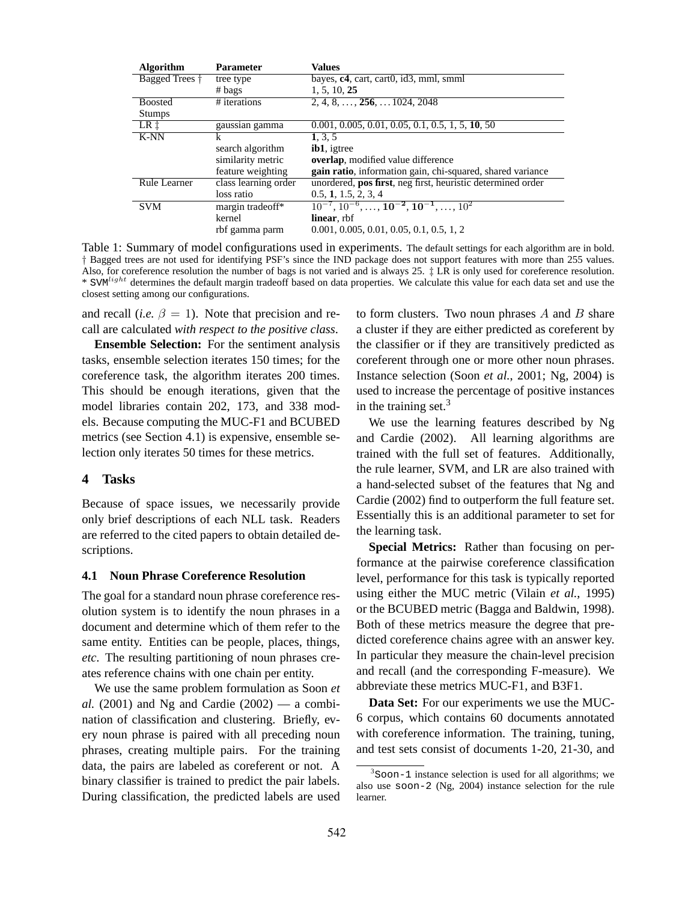| Algorithm | Parameter | Values |
|---|---|---|
| Bagged Trees † | tree type | bayes, **c4**, cart, cart0, id3, mml, smml |
| | # bags | 1, 5, 10, **25** |
| Boosted Stumps | # iterations | 2, 4, 8, ..., **256**, ... 1024, 2048 |
| LR ‡ | gaussian gamma | 0.001, 0.005, 0.01, 0.05, 0.1, 0.5, 1, 5, **10**, 50 |
| K-NN | k | **1**, 3, 5 |
| | search algorithm | **ib1**, igtree |
| | similarity metric | **overlap**, modified value difference |
| | feature weighting | **gain ratio**, information gain, chi-squared, shared variance |
| Rule Learner | class learning order | unordered, **pos first**, neg first, heuristic determined order |
| | loss ratio | 0.5, **1**, 1.5, 2, 3, 4 |
| SVM | margin tradeoff* | $10^{-7}, 10^{-6}, \ldots, \mathbf{10^{-2}}, \mathbf{10^{-1}}, \ldots, 10^{2}$ |
| | kernel | **linear**, rbf |
| | rbf gamma parm | 0.001, 0.005, 0.01, 0.05, 0.1, 0.5, 1, 2 |

Table 1: Summary of model configurations used in experiments. The default settings for each algorithm are in bold. † Bagged trees are not used for identifying PSF's since the IND package does not support features with more than 255 values. Also, for coreference resolution the number of bags is not varied and is always 25. ‡ LR is only used for coreference resolution. * SVM$^{light}$ determines the default margin tradeoff based on data properties. We calculate this value for each data set and use the closest setting among our configurations.

and recall (*i.e.* $\beta = 1$). Note that precision and recall are calculated *with respect to the positive class*.

**Ensemble Selection:** For the sentiment analysis tasks, ensemble selection iterates 150 times; for the coreference task, the algorithm iterates 200 times. This should be enough iterations, given that the model libraries contain 202, 173, and 338 models. Because computing the MUC-F1 and BCUBED metrics (see Section 4.1) is expensive, ensemble selection only iterates 50 times for these metrics.

## 4 Tasks

Because of space issues, we necessarily provide only brief descriptions of each NLL task. Readers are referred to the cited papers to obtain detailed descriptions.

### 4.1 Noun Phrase Coreference Resolution

The goal for a standard noun phrase coreference resolution system is to identify the noun phrases in a document and determine which of them refer to the same entity. Entities can be people, places, things, *etc*. The resulting partitioning of noun phrases creates reference chains with one chain per entity.

We use the same problem formulation as Soon *et al.* (2001) and Ng and Cardie (2002) — a combination of classification and clustering. Briefly, every noun phrase is paired with all preceding noun phrases, creating multiple pairs. For the training data, the pairs are labeled as coreferent or not. A binary classifier is trained to predict the pair labels. During classification, the predicted labels are used to form clusters. Two noun phrases $A$ and $B$ share a cluster if they are either predicted as coreferent by the classifier or if they are transitively predicted as coreferent through one or more other noun phrases. Instance selection (Soon *et al.*, 2001; Ng, 2004) is used to increase the percentage of positive instances in the training set.[3]

We use the learning features described by Ng and Cardie (2002). All learning algorithms are trained with the full set of features. Additionally, the rule learner, SVM, and LR are also trained with a hand-selected subset of the features that Ng and Cardie (2002) find to outperform the full feature set. Essentially this is an additional parameter to set for the learning task.

**Special Metrics:** Rather than focusing on performance at the pairwise coreference classification level, performance for this task is typically reported using either the MUC metric (Vilain *et al.*, 1995) or the BCUBED metric (Bagga and Baldwin, 1998). Both of these metrics measure the degree that predicted coreference chains agree with an answer key. In particular they measure the chain-level precision and recall (and the corresponding F-measure). We abbreviate these metrics MUC-F1, and B3F1.

**Data Set:** For our experiments we use the MUC-6 corpus, which contains 60 documents annotated with coreference information. The training, tuning, and test sets consist of documents 1-20, 21-30, and

[3] `Soon-1` instance selection is used for all algorithms; we also use `soon-2` (Ng, 2004) instance selection for the rule learner.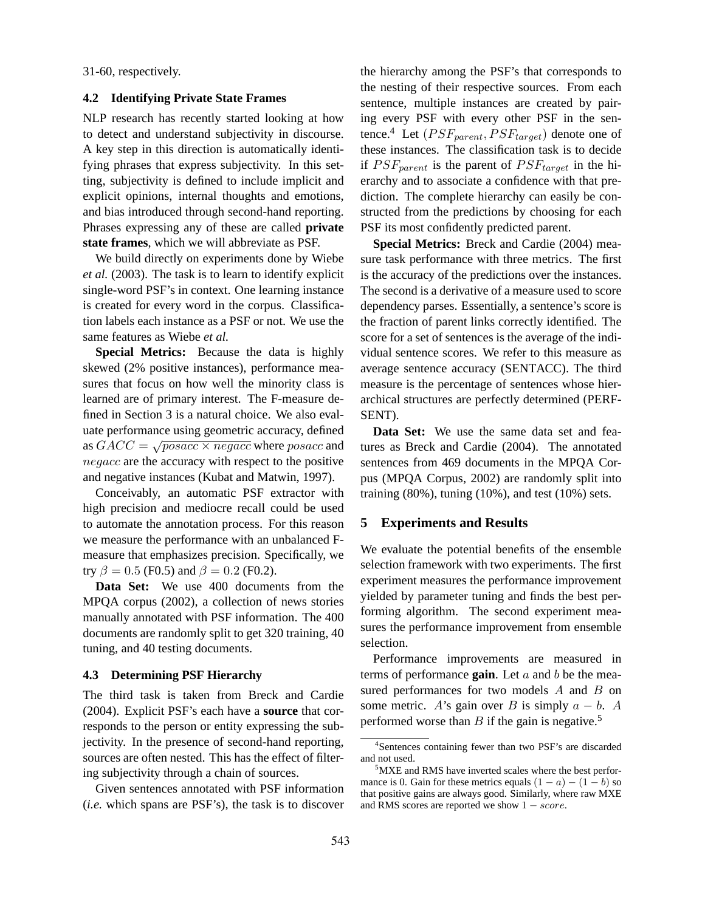31-60, respectively.

### 4.2 Identifying Private State Frames

NLP research has recently started looking at how to detect and understand subjectivity in discourse. A key step in this direction is automatically identifying phrases that express subjectivity. In this setting, subjectivity is defined to include implicit and explicit opinions, internal thoughts and emotions, and bias introduced through second-hand reporting. Phrases expressing any of these are called **private state frames**, which we will abbreviate as PSF.

We build directly on experiments done by Wiebe *et al.* (2003). The task is to learn to identify explicit single-word PSF's in context. One learning instance is created for every word in the corpus. Classification labels each instance as a PSF or not. We use the same features as Wiebe *et al.*

**Special Metrics:** Because the data is highly skewed (2% positive instances), performance measures that focus on how well the minority class is learned are of primary interest. The F-measure defined in Section 3 is a natural choice. We also evaluate performance using geometric accuracy, defined as $GACC = \sqrt{posacc \times negacc}$ where $posacc$ and $negacc$ are the accuracy with respect to the positive and negative instances (Kubat and Matwin, 1997).

Conceivably, an automatic PSF extractor with high precision and mediocre recall could be used to automate the annotation process. For this reason we measure the performance with an unbalanced F-measure that emphasizes precision. Specifically, we try $\beta = 0.5$ (F0.5) and $\beta = 0.2$ (F0.2).

**Data Set:** We use 400 documents from the MPQA corpus (2002), a collection of news stories manually annotated with PSF information. The 400 documents are randomly split to get 320 training, 40 tuning, and 40 testing documents.

### 4.3 Determining PSF Hierarchy

The third task is taken from Breck and Cardie (2004). Explicit PSF's each have a **source** that corresponds to the person or entity expressing the subjectivity. In the presence of second-hand reporting, sources are often nested. This has the effect of filtering subjectivity through a chain of sources.

Given sentences annotated with PSF information (*i.e.* which spans are PSF's), the task is to discover the hierarchy among the PSF's that corresponds to the nesting of their respective sources. From each sentence, multiple instances are created by pairing every PSF with every other PSF in the sentence.[4] Let $(PSF_{parent}, PSF_{target})$ denote one of these instances. The classification task is to decide if $PSF_{parent}$ is the parent of $PSF_{target}$ in the hierarchy and to associate a confidence with that prediction. The complete hierarchy can easily be constructed from the predictions by choosing for each PSF its most confidently predicted parent.

**Special Metrics:** Breck and Cardie (2004) measure task performance with three metrics. The first is the accuracy of the predictions over the instances. The second is a derivative of a measure used to score dependency parses. Essentially, a sentence's score is the fraction of parent links correctly identified. The score for a set of sentences is the average of the individual sentence scores. We refer to this measure as average sentence accuracy (SENTACC). The third measure is the percentage of sentences whose hierarchical structures are perfectly determined (PERFSENT).

**Data Set:** We use the same data set and features as Breck and Cardie (2004). The annotated sentences from 469 documents in the MPQA Corpus (MPQA Corpus, 2002) are randomly split into training (80%), tuning (10%), and test (10%) sets.

## 5 Experiments and Results

We evaluate the potential benefits of the ensemble selection framework with two experiments. The first experiment measures the performance improvement yielded by parameter tuning and finds the best performing algorithm. The second experiment measures the performance improvement from ensemble selection.

Performance improvements are measured in terms of performance **gain**. Let $a$ and $b$ be the measured performances for two models $A$ and $B$ on some metric. $A$'s gain over $B$ is simply $a - b$. $A$ performed worse than $B$ if the gain is negative.[5]

[4] Sentences containing fewer than two PSF's are discarded and not used.

[5] MXE and RMS have inverted scales where the best performance is 0. Gain for these metrics equals $(1 - a) - (1 - b)$ so that positive gains are always good. Similarly, where raw MXE and RMS scores are reported we show $1 - score$.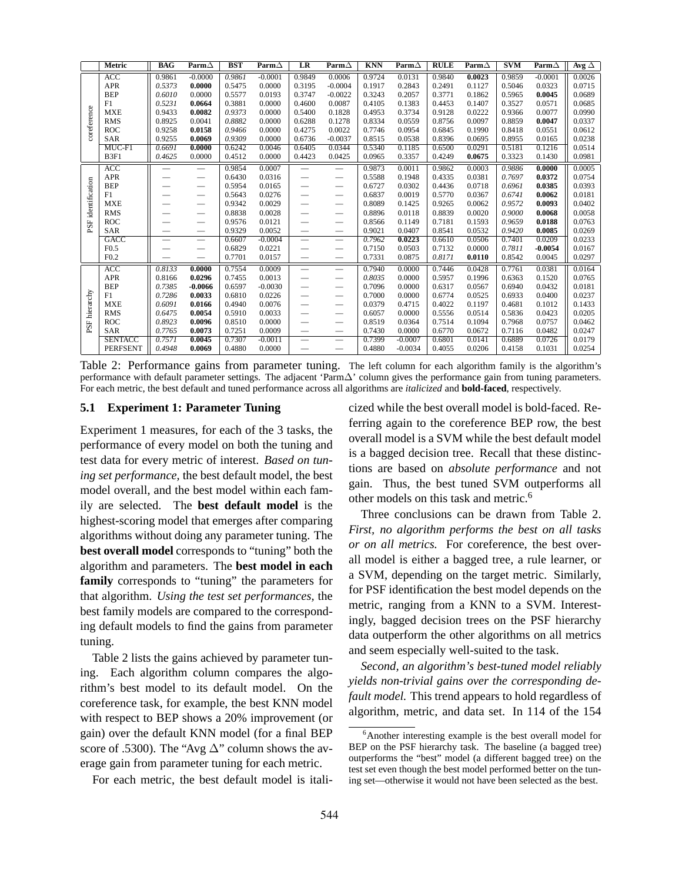| | Metric | BAG | ParmΔ | BST | ParmΔ | LR | ParmΔ | KNN | ParmΔ | RULE | ParmΔ | SVM | ParmΔ | Avg Δ |
|---|---|---|---|---|---|---|---|---|---|---|---|---|---|---|
| coreference | ACC | 0.9861 | -0.0000 | *0.9861* | -0.0001 | 0.9849 | 0.0006 | 0.9724 | 0.0131 | 0.9840 | **0.0023** | 0.9859 | -0.0001 | 0.0026 |
| | APR | *0.5373* | **0.0000** | 0.5475 | 0.0000 | 0.3195 | -0.0004 | 0.1917 | 0.2843 | 0.2491 | 0.1127 | 0.5046 | 0.0323 | 0.0715 |
| | BEP | *0.6010* | 0.0000 | 0.5577 | 0.0193 | 0.3747 | -0.0022 | 0.3243 | 0.2057 | 0.3771 | 0.1862 | 0.5965 | **0.0045** | 0.0689 |
| | F1 | *0.5231* | **0.0664** | 0.3881 | 0.0000 | 0.4600 | 0.0087 | 0.4105 | 0.1383 | 0.4453 | 0.1407 | 0.3527 | 0.0571 | 0.0685 |
| | MXE | 0.9433 | **0.0082** | *0.9373* | 0.0000 | 0.5400 | 0.1828 | 0.4953 | 0.3734 | 0.9128 | 0.0222 | 0.9366 | 0.0077 | 0.0990 |
| | RMS | 0.8925 | 0.0041 | *0.8882* | 0.0000 | 0.6288 | 0.1278 | 0.8334 | 0.0559 | 0.8756 | 0.0097 | 0.8859 | **0.0047** | 0.0337 |
| | ROC | 0.9258 | **0.0158** | *0.9466* | 0.0000 | 0.4275 | 0.0022 | 0.7746 | 0.0954 | 0.6845 | 0.1990 | 0.8418 | 0.0551 | 0.0612 |
| | SAR | 0.9255 | **0.0069** | *0.9309* | 0.0000 | 0.6736 | -0.0037 | 0.8515 | 0.0538 | 0.8396 | 0.0695 | 0.8955 | 0.0165 | 0.0238 |
| | MUC-F1 | *0.6691* | **0.0000** | 0.6242 | 0.0046 | 0.6405 | 0.0344 | 0.5340 | 0.1185 | 0.6500 | 0.0291 | 0.5181 | 0.1216 | 0.0514 |
| | B3F1 | *0.4625* | 0.0000 | 0.4512 | 0.0000 | 0.4423 | 0.0425 | 0.0965 | 0.3357 | 0.4249 | **0.0675** | 0.3323 | 0.1430 | 0.0981 |
| PSF identification | ACC | — | — | 0.9854 | 0.0007 | — | — | 0.9873 | 0.0011 | 0.9862 | 0.0003 | *0.9886* | **0.0000** | 0.0005 |
| | APR | — | — | 0.6430 | 0.0316 | — | — | 0.5588 | 0.1948 | 0.4335 | 0.0381 | *0.7697* | **0.0372** | 0.0754 |
| | BEP | — | — | 0.5954 | 0.0165 | — | — | 0.6727 | 0.0302 | 0.4436 | 0.0718 | *0.6961* | **0.0385** | 0.0393 |
| | F1 | — | — | 0.5643 | 0.0276 | — | — | 0.6837 | 0.0019 | 0.5770 | 0.0367 | *0.6741* | **0.0062** | 0.0181 |
| | MXE | — | — | 0.9342 | 0.0029 | — | — | 0.8089 | 0.1425 | 0.9265 | 0.0062 | *0.9572* | **0.0093** | 0.0402 |
| | RMS | — | — | 0.8838 | 0.0028 | — | — | 0.8896 | 0.0118 | 0.8839 | 0.0020 | *0.9000* | **0.0068** | 0.0058 |
| | ROC | — | — | 0.9576 | 0.0121 | — | — | 0.8566 | 0.1149 | 0.7181 | 0.1593 | *0.9659* | **0.0188** | 0.0763 |
| | SAR | — | — | 0.9329 | 0.0052 | — | — | 0.9021 | 0.0407 | 0.8541 | 0.0532 | *0.9420* | **0.0085** | 0.0269 |
| | GACC | — | — | 0.6607 | -0.0004 | — | — | *0.7962* | **0.0223** | 0.6610 | 0.0506 | 0.7401 | 0.0209 | 0.0233 |
| | F0.5 | — | — | 0.6829 | 0.0221 | — | — | 0.7150 | 0.0503 | 0.7132 | 0.0000 | *0.7811* | **-0.0054** | 0.0167 |
| | F0.2 | — | — | 0.7701 | 0.0157 | — | — | 0.7331 | 0.0875 | *0.8171* | **0.0110** | 0.8542 | 0.0045 | 0.0297 |
| PSF hierarchy | ACC | *0.8133* | **0.0000** | 0.7554 | 0.0009 | — | — | 0.7940 | 0.0000 | 0.7446 | 0.0428 | 0.7761 | 0.0381 | 0.0164 |
| | APR | 0.8166 | **0.0296** | 0.7455 | 0.0013 | — | — | *0.8035* | 0.0000 | 0.5957 | 0.1996 | 0.6363 | 0.1520 | 0.0765 |
| | BEP | *0.7385* | **-0.0066** | 0.6597 | -0.0030 | — | — | 0.7096 | 0.0000 | 0.6317 | 0.0567 | 0.6940 | 0.0432 | 0.0181 |
| | F1 | *0.7286* | **0.0033** | 0.6810 | 0.0226 | — | — | 0.7000 | 0.0000 | 0.6774 | 0.0525 | 0.6933 | 0.0400 | 0.0237 |
| | MXE | *0.6091* | **0.0166** | 0.4940 | 0.0076 | — | — | 0.0379 | 0.4715 | 0.4022 | 0.1197 | 0.4681 | 0.1012 | 0.1433 |
| | RMS | *0.6475* | **0.0054** | 0.5910 | 0.0033 | — | — | 0.6057 | 0.0000 | 0.5556 | 0.0514 | 0.5836 | 0.0423 | 0.0205 |
| | ROC | *0.8923* | **0.0096** | 0.8510 | 0.0000 | — | — | 0.8519 | 0.0364 | 0.7514 | 0.1094 | 0.7968 | 0.0757 | 0.0462 |
| | SAR | *0.7765* | **0.0073** | 0.7251 | 0.0009 | — | — | 0.7430 | 0.0000 | 0.6770 | 0.0672 | 0.7116 | 0.0482 | 0.0247 |
| | SENTACC | *0.7571* | **0.0045** | 0.7307 | -0.0011 | — | — | 0.7399 | -0.0007 | 0.6801 | 0.0141 | 0.6889 | 0.0726 | 0.0179 |
| | PERFSENT | *0.4948* | **0.0069** | 0.4880 | 0.0000 | — | — | 0.4880 | -0.0034 | 0.4055 | 0.0206 | 0.4158 | 0.1031 | 0.0254 |

Table 2: Performance gains from parameter tuning. The left column for each algorithm family is the algorithm's performance with default parameter settings. The adjacent 'ParmΔ' column gives the performance gain from tuning parameters. For each metric, the best default and tuned performance across all algorithms are *italicized* and **bold-faced**, respectively.

### 5.1 Experiment 1: Parameter Tuning

Experiment 1 measures, for each of the 3 tasks, the performance of every model on both the tuning and test data for every metric of interest. *Based on tuning set performance,* the best default model, the best model overall, and the best model within each family are selected. The **best default model** is the highest-scoring model that emerges after comparing algorithms without doing any parameter tuning. The **best overall model** corresponds to "tuning" both the algorithm and parameters. The **best model in each family** corresponds to "tuning" the parameters for that algorithm. *Using the test set performances,* the best family models are compared to the corresponding default models to find the gains from parameter tuning.

Table 2 lists the gains achieved by parameter tuning. Each algorithm column compares the algorithm's best model to its default model. On the coreference task, for example, the best KNN model with respect to BEP shows a 20% improvement (or gain) over the default KNN model (for a final BEP score of .5300). The "Avg Δ" column shows the average gain from parameter tuning for each metric.

For each metric, the best default model is italicized while the best overall model is bold-faced. Referring again to the coreference BEP row, the best overall model is a SVM while the best default model is a bagged decision tree. Recall that these distinctions are based on *absolute performance* and not gain. Thus, the best tuned SVM outperforms all other models on this task and metric.[6]

Three conclusions can be drawn from Table 2. *First, no algorithm performs the best on all tasks or on all metrics.* For coreference, the best overall model is either a bagged tree, a rule learner, or a SVM, depending on the target metric. Similarly, for PSF identification the best model depends on the metric, ranging from a KNN to a SVM. Interestingly, bagged decision trees on the PSF hierarchy data outperform the other algorithms on all metrics and seem especially well-suited to the task.

*Second, an algorithm's best-tuned model reliably yields non-trivial gains over the corresponding default model.* This trend appears to hold regardless of algorithm, metric, and data set. In 114 of the 154

[6]Another interesting example is the best overall model for BEP on the PSF hierarchy task. The baseline (a bagged tree) outperforms the "best" model (a different bagged tree) on the test set even though the best model performed better on the tuning set—otherwise it would not have been selected as the best.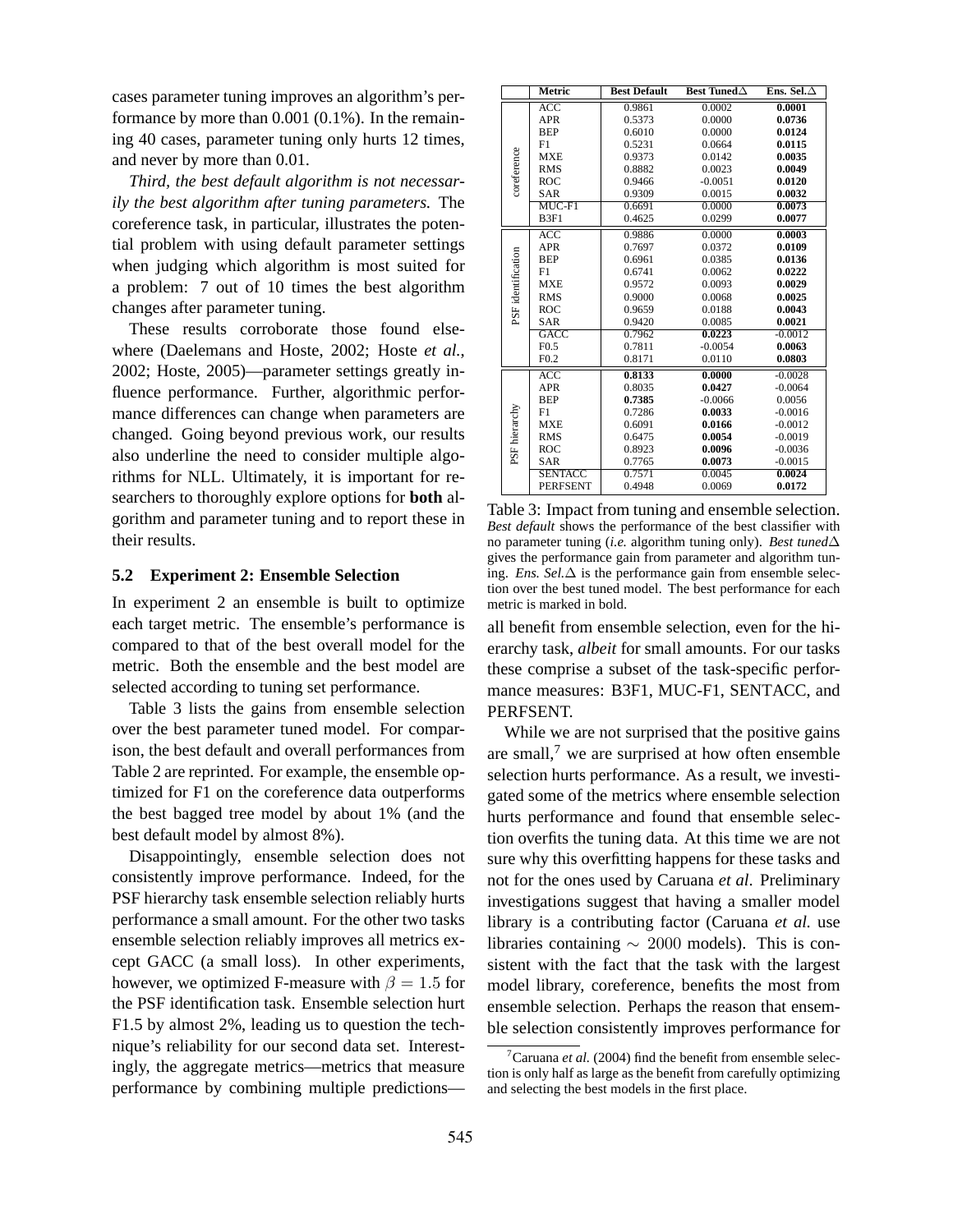cases parameter tuning improves an algorithm's performance by more than 0.001 (0.1%). In the remaining 40 cases, parameter tuning only hurts 12 times, and never by more than 0.01.

*Third, the best default algorithm is not necessarily the best algorithm after tuning parameters.* The coreference task, in particular, illustrates the potential problem with using default parameter settings when judging which algorithm is most suited for a problem: 7 out of 10 times the best algorithm changes after parameter tuning.

These results corroborate those found elsewhere (Daelemans and Hoste, 2002; Hoste *et al.*, 2002; Hoste, 2005)—parameter settings greatly influence performance. Further, algorithmic performance differences can change when parameters are changed. Going beyond previous work, our results also underline the need to consider multiple algorithms for NLL. Ultimately, it is important for researchers to thoroughly explore options for **both** algorithm and parameter tuning and to report these in their results.

### 5.2 Experiment 2: Ensemble Selection

In experiment 2 an ensemble is built to optimize each target metric. The ensemble's performance is compared to that of the best overall model for the metric. Both the ensemble and the best model are selected according to tuning set performance.

Table 3 lists the gains from ensemble selection over the best parameter tuned model. For comparison, the best default and overall performances from Table 2 are reprinted. For example, the ensemble optimized for F1 on the coreference data outperforms the best bagged tree model by about 1% (and the best default model by almost 8%).

Disappointingly, ensemble selection does not consistently improve performance. Indeed, for the PSF hierarchy task ensemble selection reliably hurts performance a small amount. For the other two tasks ensemble selection reliably improves all metrics except GACC (a small loss). In other experiments, however, we optimized F-measure with $\beta = 1.5$ for the PSF identification task. Ensemble selection hurt F1.5 by almost 2%, leading us to question the technique's reliability for our second data set. Interestingly, the aggregate metrics—metrics that measure performance by combining multiple predictions—all benefit from ensemble selection, even for the hierarchy task, *albeit* for small amounts. For our tasks these comprise a subset of the task-specific performance measures: B3F1, MUC-F1, SENTACC, and PERFSENT.

| | Metric | Best Default | Best Tuned$\Delta$ | Ens. Sel.$\Delta$ |
|---|---|---|---|---|
| coreference | ACC | 0.9861 | 0.0002 | **0.0001** |
| | APR | 0.5373 | 0.0000 | **0.0736** |
| | BEP | 0.6010 | 0.0000 | **0.0124** |
| | F1 | 0.5231 | 0.0664 | **0.0115** |
| | MXE | 0.9373 | 0.0142 | **0.0035** |
| | RMS | 0.8882 | 0.0023 | **0.0049** |
| | ROC | 0.9466 | -0.0051 | **0.0120** |
| | SAR | 0.9309 | 0.0015 | **0.0032** |
| | MUC-F1 | 0.6691 | 0.0000 | **0.0073** |
| | B3F1 | 0.4625 | 0.0299 | **0.0077** |
| PSF identification | ACC | 0.9886 | 0.0000 | **0.0003** |
| | APR | 0.7697 | 0.0372 | **0.0109** |
| | BEP | 0.6961 | 0.0385 | **0.0136** |
| | F1 | 0.6741 | 0.0062 | **0.0222** |
| | MXE | 0.9572 | 0.0093 | **0.0029** |
| | RMS | 0.9000 | 0.0068 | **0.0025** |
| | ROC | 0.9659 | 0.0188 | **0.0043** |
| | SAR | 0.9420 | 0.0085 | **0.0021** |
| | GACC | 0.7962 | **0.0223** | -0.0012 |
| | F0.5 | 0.7811 | -0.0054 | **0.0063** |
| | F0.2 | 0.8171 | 0.0110 | **0.0803** |
| PSF hierarchy | ACC | **0.8133** | **0.0000** | -0.0028 |
| | APR | 0.8035 | **0.0427** | -0.0064 |
| | BEP | **0.7385** | -0.0066 | 0.0056 |
| | F1 | 0.7286 | **0.0033** | -0.0016 |
| | MXE | 0.6091 | **0.0166** | -0.0012 |
| | RMS | 0.6475 | **0.0054** | -0.0019 |
| | ROC | 0.8923 | **0.0096** | -0.0036 |
| | SAR | 0.7765 | **0.0073** | -0.0015 |
| | SENTACC | 0.7571 | 0.0045 | **0.0024** |
| | PERFSENT | 0.4948 | 0.0069 | **0.0172** |

Table 3: Impact from tuning and ensemble selection. *Best default* shows the performance of the best classifier with no parameter tuning (*i.e.* algorithm tuning only). *Best tuned*$\Delta$ gives the performance gain from parameter and algorithm tuning. *Ens. Sel.*$\Delta$ is the performance gain from ensemble selection over the best tuned model. The best performance for each metric is marked in bold.

While we are not surprised that the positive gains are small,[7] we are surprised at how often ensemble selection hurts performance. As a result, we investigated some of the metrics where ensemble selection hurts performance and found that ensemble selection overfits the tuning data. At this time we are not sure why this overfitting happens for these tasks and not for the ones used by Caruana *et al*. Preliminary investigations suggest that having a smaller model library is a contributing factor (Caruana *et al.* use libraries containing $\sim 2000$ models). This is consistent with the fact that the task with the largest model library, coreference, benefits the most from ensemble selection. Perhaps the reason that ensemble selection consistently improves performance for

[7] Caruana *et al.* (2004) find the benefit from ensemble selection is only half as large as the benefit from carefully optimizing and selecting the best models in the first place.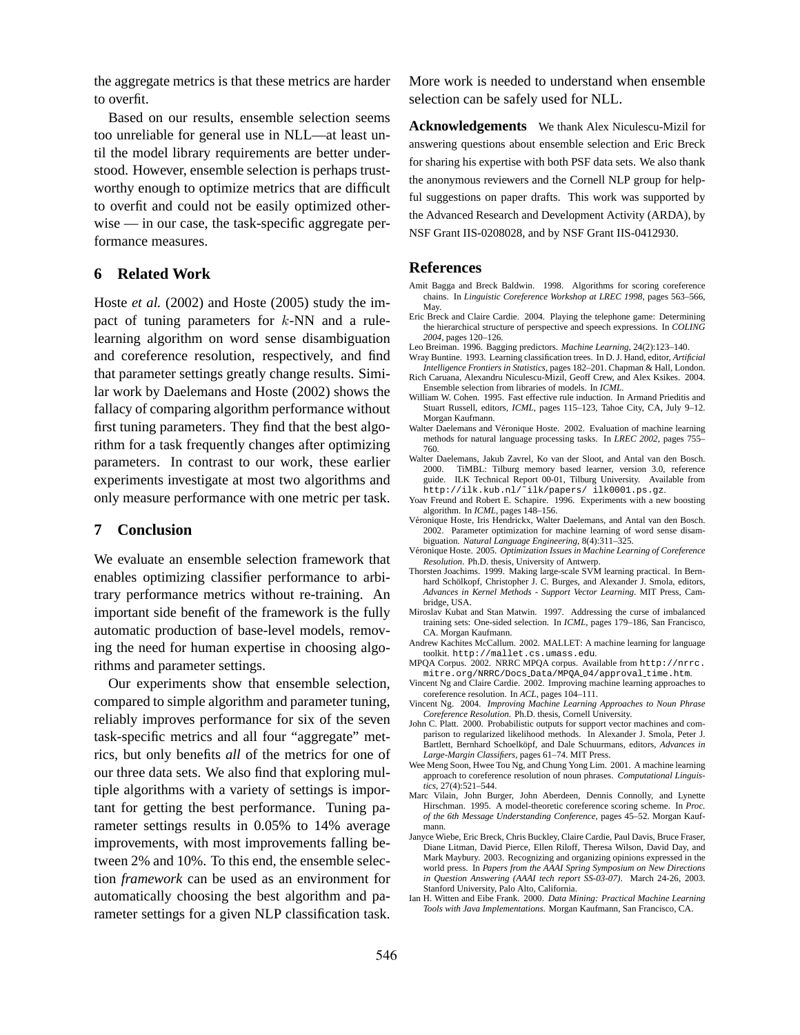the aggregate metrics is that these metrics are harder to overfit.

Based on our results, ensemble selection seems too unreliable for general use in NLL—at least until the model library requirements are better understood. However, ensemble selection is perhaps trustworthy enough to optimize metrics that are difficult to overfit and could not be easily optimized otherwise — in our case, the task-specific aggregate performance measures.

## 6 Related Work

Hoste *et al.* (2002) and Hoste (2005) study the impact of tuning parameters for $k$-NN and a rule-learning algorithm on word sense disambiguation and coreference resolution, respectively, and find that parameter settings greatly change results. Similar work by Daelemans and Hoste (2002) shows the fallacy of comparing algorithm performance without first tuning parameters. They find that the best algorithm for a task frequently changes after optimizing parameters. In contrast to our work, these earlier experiments investigate at most two algorithms and only measure performance with one metric per task.

## 7 Conclusion

We evaluate an ensemble selection framework that enables optimizing classifier performance to arbitrary performance metrics without re-training. An important side benefit of the framework is the fully automatic production of base-level models, removing the need for human expertise in choosing algorithms and parameter settings.

Our experiments show that ensemble selection, compared to simple algorithm and parameter tuning, reliably improves performance for six of the seven task-specific metrics and all four "aggregate" metrics, but only benefits *all* of the metrics for one of our three data sets. We also find that exploring multiple algorithms with a variety of settings is important for getting the best performance. Tuning parameter settings results in 0.05% to 14% average improvements, with most improvements falling between 2% and 10%. To this end, the ensemble selection *framework* can be used as an environment for automatically choosing the best algorithm and parameter settings for a given NLP classification task. More work is needed to understand when ensemble selection can be safely used for NLL.

**Acknowledgements** We thank Alex Niculescu-Mizil for answering questions about ensemble selection and Eric Breck for sharing his expertise with both PSF data sets. We also thank the anonymous reviewers and the Cornell NLP group for helpful suggestions on paper drafts. This work was supported by the Advanced Research and Development Activity (ARDA), by NSF Grant IIS-0208028, and by NSF Grant IIS-0412930.

## References

Amit Bagga and Breck Baldwin. 1998. Algorithms for scoring coreference chains. In *Linguistic Coreference Workshop at LREC 1998*, pages 563–566, May.

Eric Breck and Claire Cardie. 2004. Playing the telephone game: Determining the hierarchical structure of perspective and speech expressions. In *COLING 2004*, pages 120–126.

Leo Breiman. 1996. Bagging predictors. *Machine Learning*, 24(2):123–140.

Wray Buntine. 1993. Learning classification trees. In D. J. Hand, editor, *Artificial Intelligence Frontiers in Statistics*, pages 182–201. Chapman & Hall, London.

Rich Caruana, Alexandru Niculescu-Mizil, Geoff Crew, and Alex Ksikes. 2004. Ensemble selection from libraries of models. In *ICML*.

William W. Cohen. 1995. Fast effective rule induction. In Armand Prieditis and Stuart Russell, editors, *ICML*, pages 115–123, Tahoe City, CA, July 9–12. Morgan Kaufmann.

Walter Daelemans and Véronique Hoste. 2002. Evaluation of machine learning methods for natural language processing tasks. In *LREC 2002*, pages 755–760.

Walter Daelemans, Jakub Zavrel, Ko van der Sloot, and Antal van den Bosch. 2000. TiMBL: Tilburg memory based learner, version 3.0, reference guide. ILK Technical Report 00-01, Tilburg University. Available from http://ilk.kub.nl/~ilk/papers/ ilk0001.ps.gz.

Yoav Freund and Robert E. Schapire. 1996. Experiments with a new boosting algorithm. In *ICML*, pages 148–156.

Véronique Hoste, Iris Hendrickx, Walter Daelemans, and Antal van den Bosch. 2002. Parameter optimization for machine learning of word sense disambiguation. *Natural Language Engineering*, 8(4):311–325.

Véronique Hoste. 2005. *Optimization Issues in Machine Learning of Coreference Resolution*. Ph.D. thesis, University of Antwerp.

Thorsten Joachims. 1999. Making large-scale SVM learning practical. In Bernhard Schölkopf, Christopher J. C. Burges, and Alexander J. Smola, editors, *Advances in Kernel Methods - Support Vector Learning*. MIT Press, Cambridge, USA.

Miroslav Kubat and Stan Matwin. 1997. Addressing the curse of imbalanced training sets: One-sided selection. In *ICML*, pages 179–186, San Francisco, CA. Morgan Kaufmann.

Andrew Kachites McCallum. 2002. MALLET: A machine learning for language toolkit. http://mallet.cs.umass.edu.

MPQA Corpus. 2002. NRRC MPQA corpus. Available from http://nrrc.mitre.org/NRRC/Docs_Data/MPQA_04/approval_time.htm.

Vincent Ng and Claire Cardie. 2002. Improving machine learning approaches to coreference resolution. In *ACL*, pages 104–111.

Vincent Ng. 2004. *Improving Machine Learning Approaches to Noun Phrase Coreference Resolution*. Ph.D. thesis, Cornell University.

John C. Platt. 2000. Probabilistic outputs for support vector machines and comparison to regularized likelihood methods. In Alexander J. Smola, Peter J. Bartlett, Bernhard Schoelköpf, and Dale Schuurmans, editors, *Advances in Large-Margin Classifiers*, pages 61–74. MIT Press.

Wee Meng Soon, Hwee Tou Ng, and Chung Yong Lim. 2001. A machine learning approach to coreference resolution of noun phrases. *Computational Linguistics*, 27(4):521–544.

Marc Vilain, John Burger, John Aberdeen, Dennis Connolly, and Lynette Hirschman. 1995. A model-theoretic coreference scoring scheme. In *Proc. of the 6th Message Understanding Conference*, pages 45–52. Morgan Kaufmann.

Janyce Wiebe, Eric Breck, Chris Buckley, Claire Cardie, Paul Davis, Bruce Fraser, Diane Litman, David Pierce, Ellen Riloff, Theresa Wilson, David Day, and Mark Maybury. 2003. Recognizing and organizing opinions expressed in the world press. In *Papers from the AAAI Spring Symposium on New Directions in Question Answering (AAAI tech report SS-03-07)*. March 24-26, 2003. Stanford University, Palo Alto, California.

Ian H. Witten and Eibe Frank. 2000. *Data Mining: Practical Machine Learning Tools with Java Implementations*. Morgan Kaufmann, San Francisco, CA.